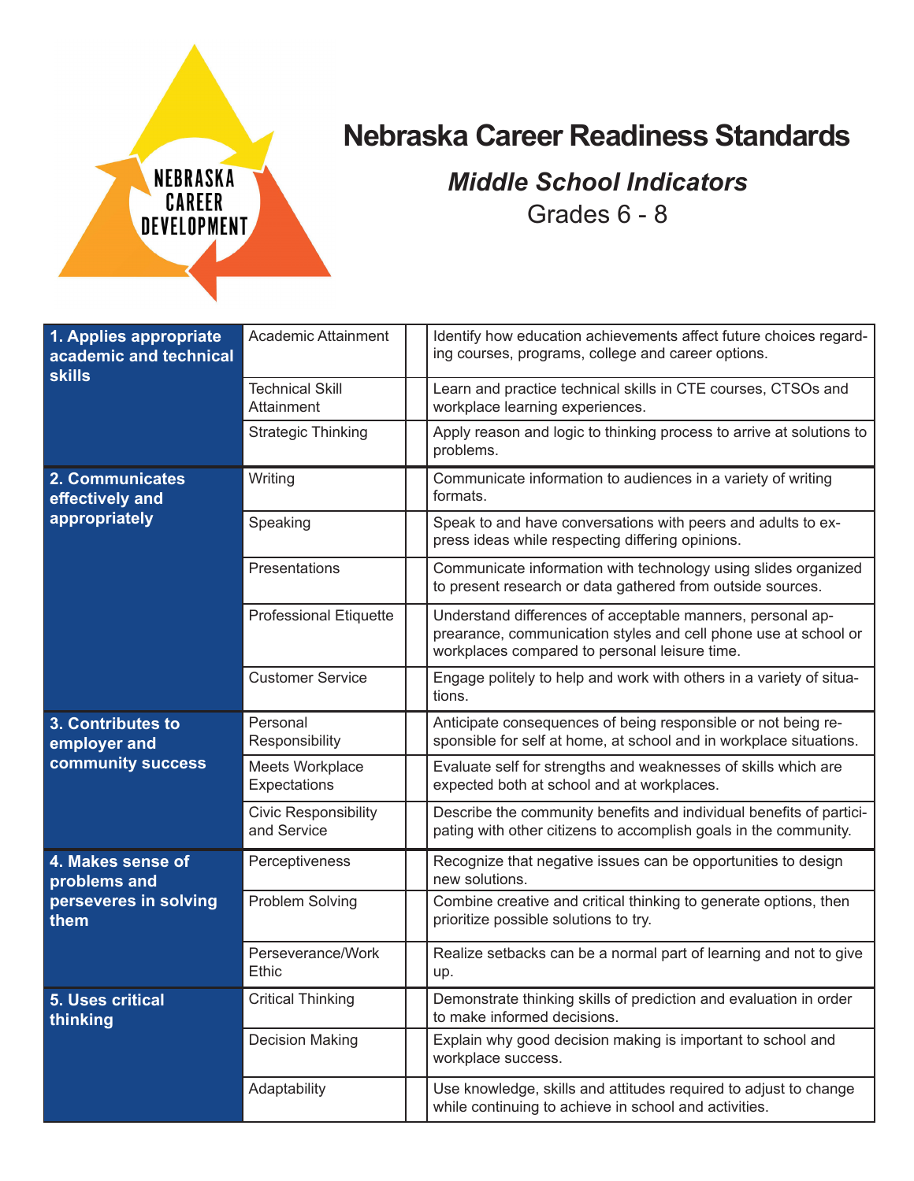# Nebraska Career Readiness Standards

## *Middle School Indicators*

Grades 6 - 8

| Standard | Indicator | | Description |
|---|---|---|---|
| **1. Applies appropriate academic and technical skills** | Academic Attainment | | Identify how education achievements affect future choices regarding courses, programs, college and career options. |
| | Technical Skill Attainment | | Learn and practice technical skills in CTE courses, CTSOs and workplace learning experiences. |
| | Strategic Thinking | | Apply reason and logic to thinking process to arrive at solutions to problems. |
| **2. Communicates effectively and appropriately** | Writing | | Communicate information to audiences in a variety of writing formats. |
| | Speaking | | Speak to and have conversations with peers and adults to express ideas while respecting differing opinions. |
| | Presentations | | Communicate information with technology using slides organized to present research or data gathered from outside sources. |
| | Professional Etiquette | | Understand differences of acceptable manners, personal appearance, communication styles and cell phone use at school or workplaces compared to personal leisure time. |
| | Customer Service | | Engage politely to help and work with others in a variety of situations. |
| **3. Contributes to employer and community success** | Personal Responsibility | | Anticipate consequences of being responsible or not being responsible for self at home, at school and in workplace situations. |
| | Meets Workplace Expectations | | Evaluate self for strengths and weaknesses of skills which are expected both at school and at workplaces. |
| | Civic Responsibility and Service | | Describe the community benefits and individual benefits of participating with other citizens to accomplish goals in the community. |
| **4. Makes sense of problems and perseveres in solving them** | Perceptiveness | | Recognize that negative issues can be opportunities to design new solutions. |
| | Problem Solving | | Combine creative and critical thinking to generate options, then prioritize possible solutions to try. |
| | Perseverance/Work Ethic | | Realize setbacks can be a normal part of learning and not to give up. |
| **5. Uses critical thinking** | Critical Thinking | | Demonstrate thinking skills of prediction and evaluation in order to make informed decisions. |
| | Decision Making | | Explain why good decision making is important to school and workplace success. |
| | Adaptability | | Use knowledge, skills and attitudes required to adjust to change while continuing to achieve in school and activities. |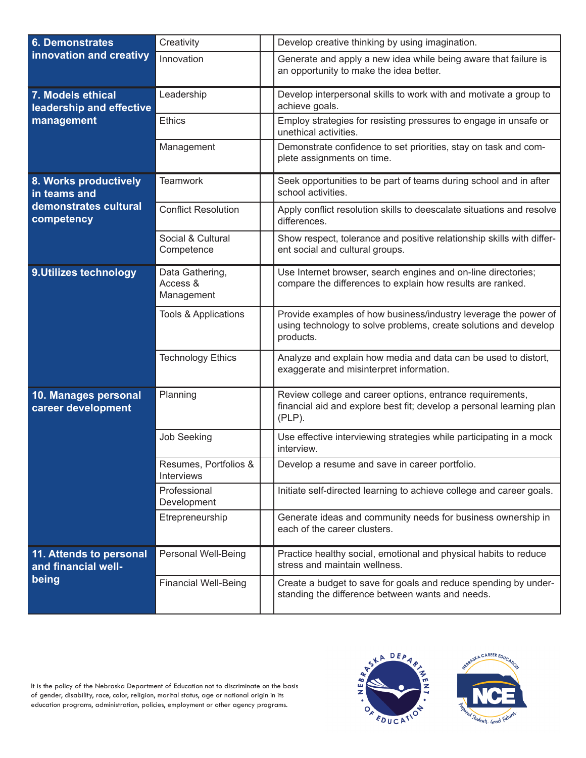| | | | |
|---|---|---|---|
| **6. Demonstrates innovation and creativy** | Creativity | | Develop creative thinking by using imagination. |
| | Innovation | | Generate and apply a new idea while being aware that failure is an opportunity to make the idea better. |
| **7. Models ethical leadership and effective management** | Leadership | | Develop interpersonal skills to work with and motivate a group to achieve goals. |
| | Ethics | | Employ strategies for resisting pressures to engage in unsafe or unethical activities. |
| | Management | | Demonstrate confidence to set priorities, stay on task and complete assignments on time. |
| **8. Works productively in teams and demonstrates cultural competency** | Teamwork | | Seek opportunities to be part of teams during school and in after school activities. |
| | Conflict Resolution | | Apply conflict resolution skills to deescalate situations and resolve differences. |
| | Social & Cultural Competence | | Show respect, tolerance and positive relationship skills with different social and cultural groups. |
| **9.Utilizes technology** | Data Gathering, Access & Management | | Use Internet browser, search engines and on-line directories; compare the differences to explain how results are ranked. |
| | Tools & Applications | | Provide examples of how business/industry leverage the power of using technology to solve problems, create solutions and develop products. |
| | Technology Ethics | | Analyze and explain how media and data can be used to distort, exaggerate and misinterpret information. |
| **10. Manages personal career development** | Planning | | Review college and career options, entrance requirements, financial aid and explore best fit; develop a personal learning plan (PLP). |
| | Job Seeking | | Use effective interviewing strategies while participating in a mock interview. |
| | Resumes, Portfolios & Interviews | | Develop a resume and save in career portfolio. |
| | Professional Development | | Initiate self-directed learning to achieve college and career goals. |
| | Etrepreneurship | | Generate ideas and community needs for business ownership in each of the career clusters. |
| **11. Attends to personal and financial well-being** | Personal Well-Being | | Practice healthy social, emotional and physical habits to reduce stress and maintain wellness. |
| | Financial Well-Being | | Create a budget to save for goals and reduce spending by understanding the difference between wants and needs. |

It is the policy of the Nebraska Department of Education not to discriminate on the basis of gender, disability, race, color, religion, marital status, age or national origin in its education programs, administration, policies, employment or other agency programs.

NEBRASKA DEPARTMENT OF EDUCATION

NEBRASKA CAREER EDUCATION
NCE
Prepared Students. Great Futures.